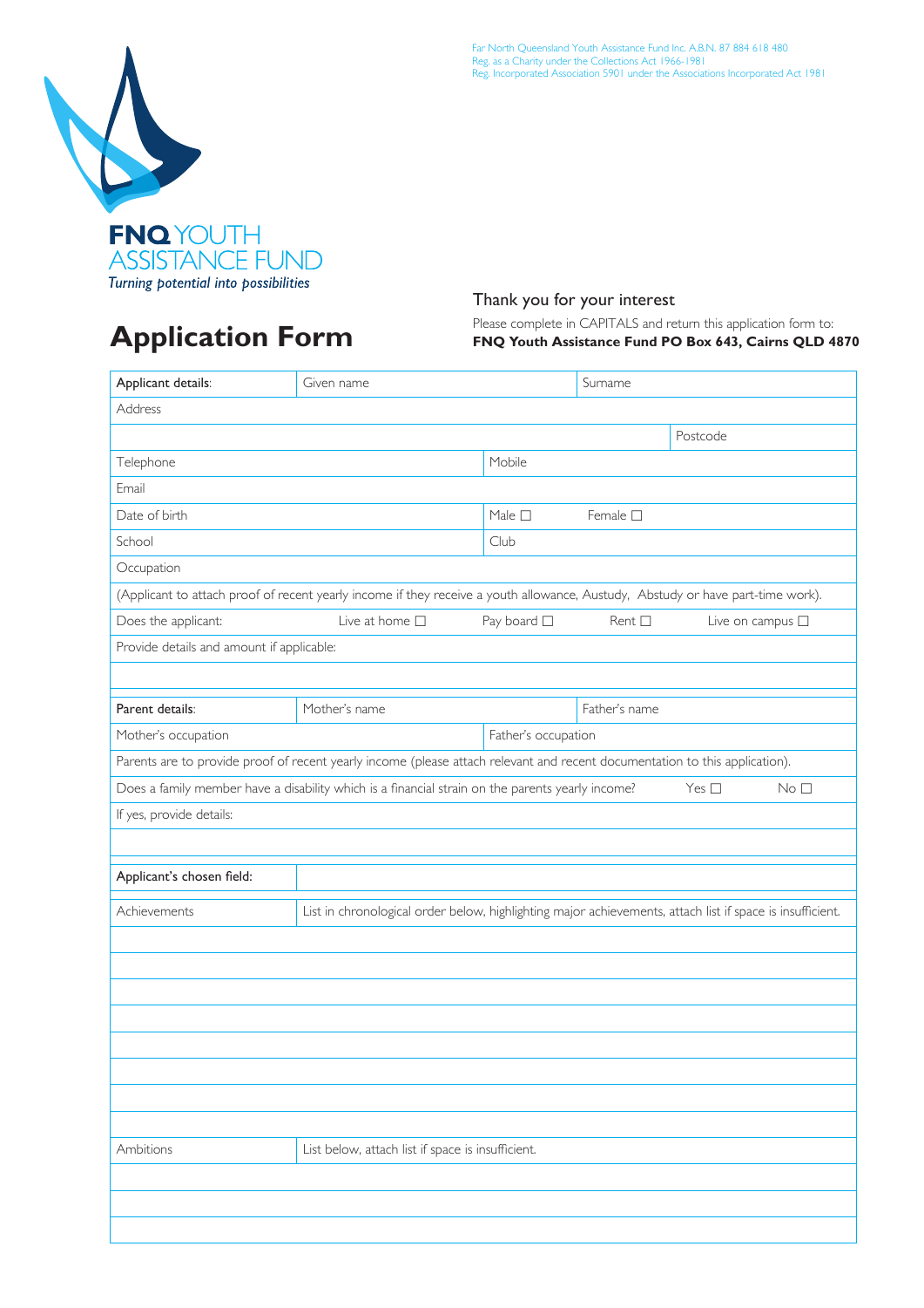Far North Queensland Youth Assistance Fund Inc. A.B.N. 87 884 618 480
Reg. as a Charity under the Collections Act 1966-1981
Reg. Incorporated Association 5901 under the Associations Incorporated Act 1981

**FNQ** YOUTH ASSISTANCE FUND

*Turning potential into possibilities*

# Application Form

## Thank you for your interest

Please complete in CAPITALS and return this application form to:
**FNQ Youth Assistance Fund PO Box 643, Cairns QLD 4870**

| **Applicant details**: | Given name | | Surname | |
|---|---|---|---|---|
| Address | | | | |
| | | | | Postcode |
| Telephone | | Mobile | | |
| Email | | | | |
| Date of birth | | Male ☐ | Female ☐ | |
| School | | Club | | |
| Occupation | | | | |
| (Applicant to attach proof of recent yearly income if they receive a youth allowance, Austudy, Abstudy or have part-time work). | | | | |
| Does the applicant: | Live at home ☐ | Pay board ☐ | Rent ☐ | Live on campus ☐ |
| Provide details and amount if applicable: | | | | |
| | | | | |

| **Parent details**: | Mother's name | | Father's name | |
|---|---|---|---|---|
| Mother's occupation | | Father's occupation | | |
| Parents are to provide proof of recent yearly income (please attach relevant and recent documentation to this application). | | | | |
| Does a family member have a disability which is a financial strain on the parents yearly income? | | | Yes ☐ | No ☐ |
| If yes, provide details: | | | | |
| | | | | |

| **Applicant's chosen field:** | |
|---|---|

| Achievements | List in chronological order below, highlighting major achievements, attach list if space is insufficient. |
|---|---|
| | |
| | |
| | |
| | |
| | |
| | |
| | |
| | |

| Ambitions | List below, attach list if space is insufficient. |
|---|---|
| | |
| | |
| | |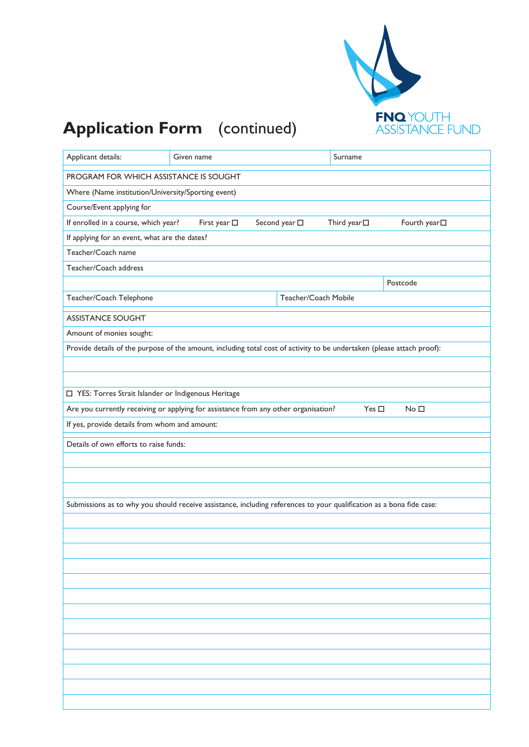FNQ YOUTH ASSISTANCE FUND

# Application Form (continued)

| Applicant details: | Given name | Surname |
|---|---|---|

| PROGRAM FOR WHICH ASSISTANCE IS SOUGHT |
|---|
| Where (Name institution/University/Sporting event) |
| Course/Event applying for |
| If enrolled in a course, which year? First year ☐ Second year ☐ Third year ☐ Fourth year ☐ |
| If applying for an event, what are the dates? |
| Teacher/Coach name |
| Teacher/Coach address |
| Postcode |
| Teacher/Coach Telephone / Teacher/Coach Mobile |

| ASSISTANCE SOUGHT |
|---|
| Amount of monies sought: |
| Provide details of the purpose of the amount, including total cost of activity to be undertaken (please attach proof): |
| |
| |
| ☐ YES: Torres Strait Islander or Indigenous Heritage |
| Are you currently receiving or applying for assistance from any other organisation? Yes ☐ No ☐ |
| If yes, provide details from whom and amount: |

| Details of own efforts to raise funds: |
|---|
| |
| |
| |
| Submissions as to why you should receive assistance, including references to your qualification as a bona fide case: |
| |
| |
| |
| |
| |
| |
| |
| |
| |
| |
| |
| |
| |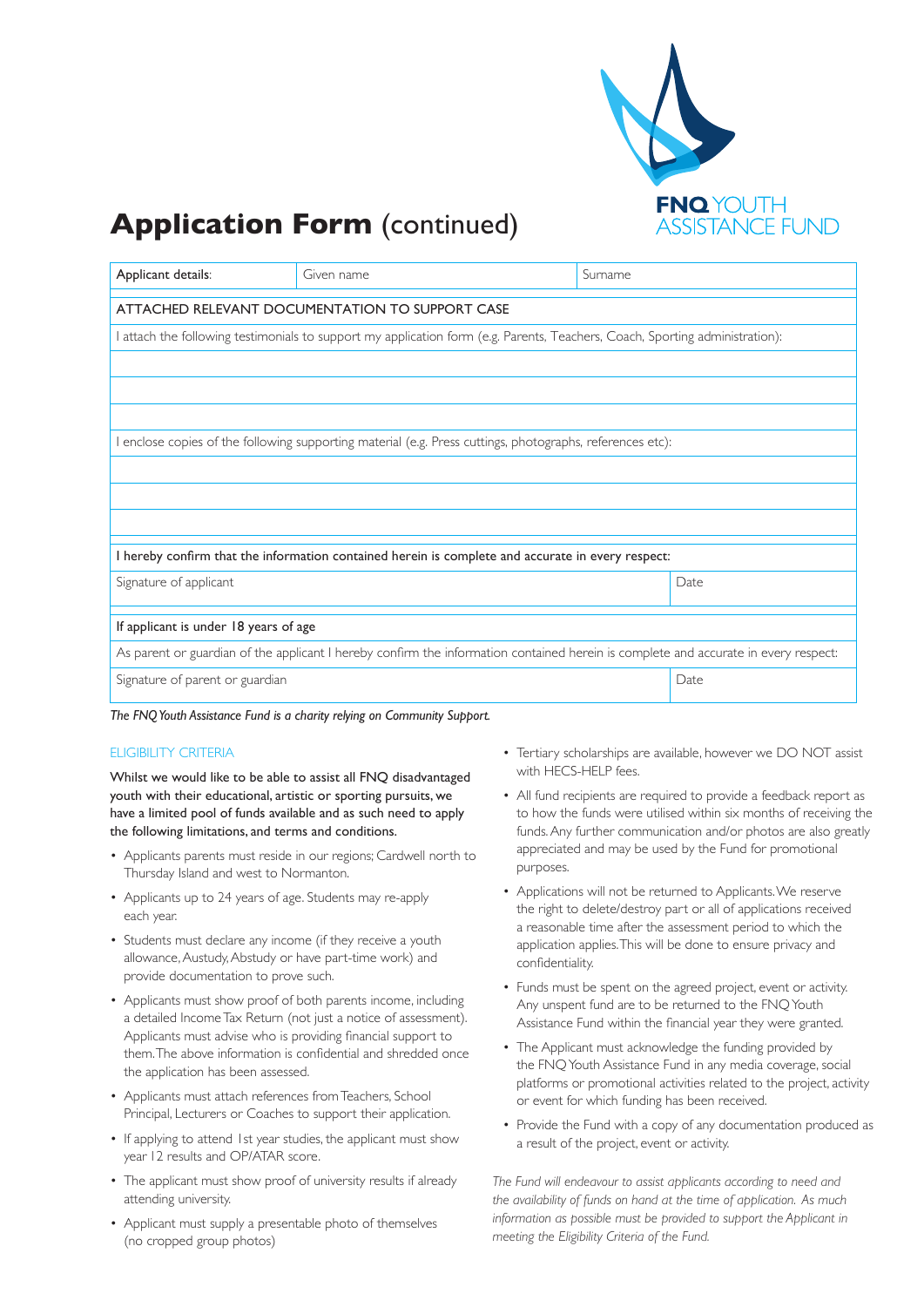FNQ YOUTH ASSISTANCE FUND

# Application Form (continued)

| | | |
|---|---|---|
| Applicant details: | Given name | Surname |

ATTACHED RELEVANT DOCUMENTATION TO SUPPORT CASE

I attach the following testimonials to support my application form (e.g. Parents, Teachers, Coach, Sporting administration):

I enclose copies of the following supporting material (e.g. Press cuttings, photographs, references etc):

I hereby confirm that the information contained herein is complete and accurate in every respect:

| | |
|---|---|
| Signature of applicant | Date |

If applicant is under 18 years of age

As parent or guardian of the applicant I hereby confirm the information contained herein is complete and accurate in every respect:

| | |
|---|---|
| Signature of parent or guardian | Date |

*The FNQ Youth Assistance Fund is a charity relying on Community Support.*

## ELIGIBILITY CRITERIA

**Whilst we would like to be able to assist all FNQ disadvantaged youth with their educational, artistic or sporting pursuits, we have a limited pool of funds available and as such need to apply the following limitations, and terms and conditions.**

- Applicants parents must reside in our regions; Cardwell north to Thursday Island and west to Normanton.
- Applicants up to 24 years of age. Students may re-apply each year.
- Students must declare any income (if they receive a youth allowance, Austudy, Abstudy or have part-time work) and provide documentation to prove such.
- Applicants must show proof of both parents income, including a detailed Income Tax Return (not just a notice of assessment). Applicants must advise who is providing financial support to them. The above information is confidential and shredded once the application has been assessed.
- Applicants must attach references from Teachers, School Principal, Lecturers or Coaches to support their application.
- If applying to attend 1st year studies, the applicant must show year 12 results and OP/ATAR score.
- The applicant must show proof of university results if already attending university.
- Applicant must supply a presentable photo of themselves (no cropped group photos)
- Tertiary scholarships are available, however we DO NOT assist with HECS-HELP fees.
- All fund recipients are required to provide a feedback report as to how the funds were utilised within six months of receiving the funds. Any further communication and/or photos are also greatly appreciated and may be used by the Fund for promotional purposes.
- Applications will not be returned to Applicants. We reserve the right to delete/destroy part or all of applications received a reasonable time after the assessment period to which the application applies. This will be done to ensure privacy and confidentiality.
- Funds must be spent on the agreed project, event or activity. Any unspent fund are to be returned to the FNQ Youth Assistance Fund within the financial year they were granted.
- The Applicant must acknowledge the funding provided by the FNQ Youth Assistance Fund in any media coverage, social platforms or promotional activities related to the project, activity or event for which funding has been received.
- Provide the Fund with a copy of any documentation produced as a result of the project, event or activity.

*The Fund will endeavour to assist applicants according to need and the availability of funds on hand at the time of application. As much information as possible must be provided to support the Applicant in meeting the Eligibility Criteria of the Fund.*